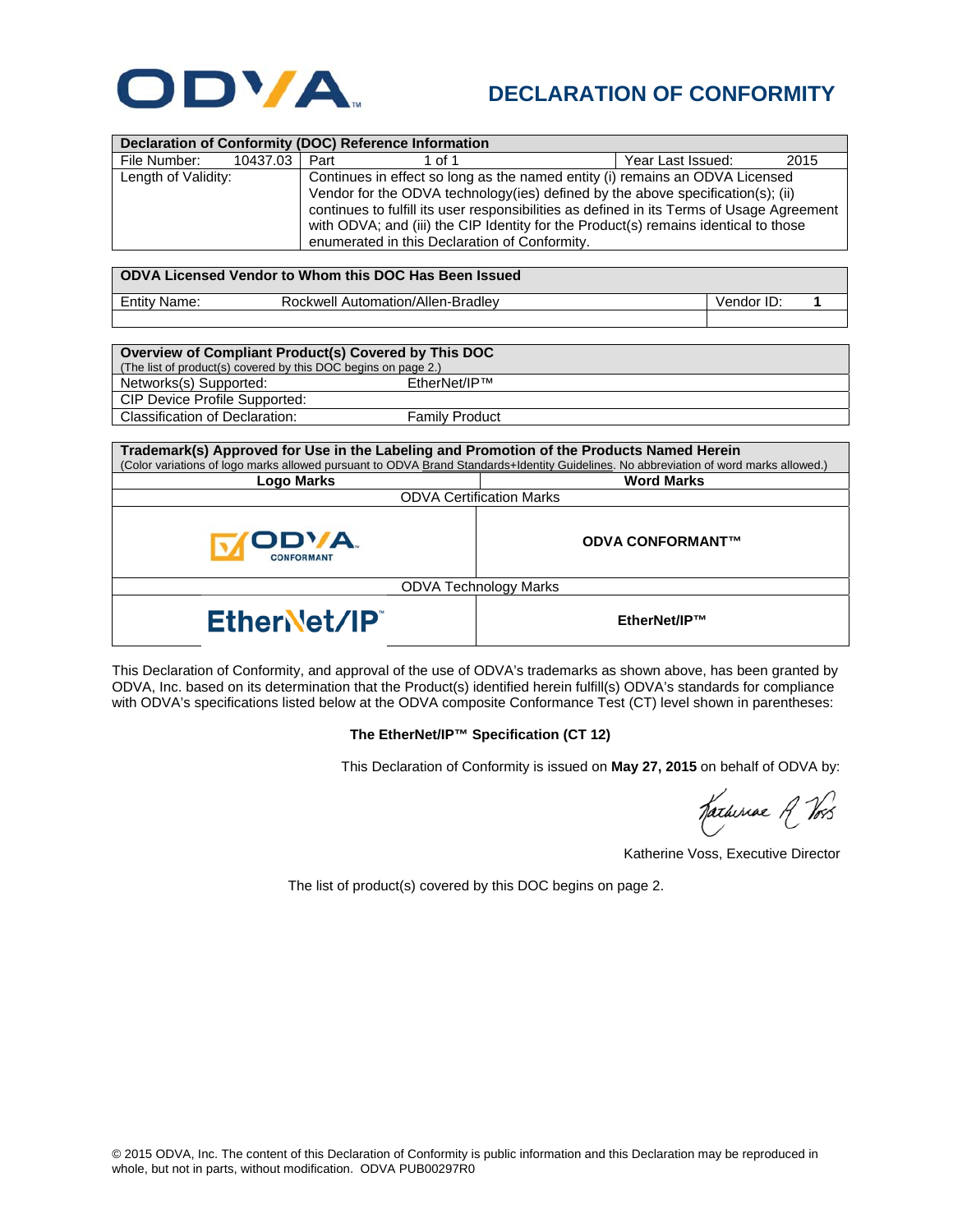# ODVA

## DECLARATION OF CONFORMITY

| Declaration of Conformity (DOC) Reference Information | | | |
|---|---|---|---|
| File Number: 10437.03 | Part 1 of 1 | Year Last Issued: | 2015 |
| Length of Validity: | Continues in effect so long as the named entity (i) remains an ODVA Licensed Vendor for the ODVA technology(ies) defined by the above specification(s); (ii) continues to fulfill its user responsibilities as defined in its Terms of Usage Agreement with ODVA; and (iii) the CIP Identity for the Product(s) remains identical to those enumerated in this Declaration of Conformity. | | |

| ODVA Licensed Vendor to Whom this DOC Has Been Issued | | |
|---|---|---|
| Entity Name: | Rockwell Automation/Allen-Bradley | Vendor ID: **1** |

| Overview of Compliant Product(s) Covered by This DOC (The list of product(s) covered by this DOC begins on page 2.) | |
|---|---|
| Networks(s) Supported: | EtherNet/IP™ |
| CIP Device Profile Supported: | |
| Classification of Declaration: | Family Product |

| Trademark(s) Approved for Use in the Labeling and Promotion of the Products Named Herein (Color variations of logo marks allowed pursuant to ODVA Brand Standards+Identity Guidelines. No abbreviation of word marks allowed.) | |
|---|---|
| **Logo Marks** | **Word Marks** |
| ODVA Certification Marks | |
| ODVA CONFORMANT | **ODVA CONFORMANT™** |
| ODVA Technology Marks | |
| EtherNet/IP™ | **EtherNet/IP™** |

This Declaration of Conformity, and approval of the use of ODVA's trademarks as shown above, has been granted by ODVA, Inc. based on its determination that the Product(s) identified herein fulfill(s) ODVA's standards for compliance with ODVA's specifications listed below at the ODVA composite Conformance Test (CT) level shown in parentheses:

**The EtherNet/IP™ Specification (CT 12)**

This Declaration of Conformity is issued on **May 27, 2015** on behalf of ODVA by:

*Katherine A Voss*

Katherine Voss, Executive Director

The list of product(s) covered by this DOC begins on page 2.

© 2015 ODVA, Inc. The content of this Declaration of Conformity is public information and this Declaration may be reproduced in whole, but not in parts, without modification. ODVA PUB00297R0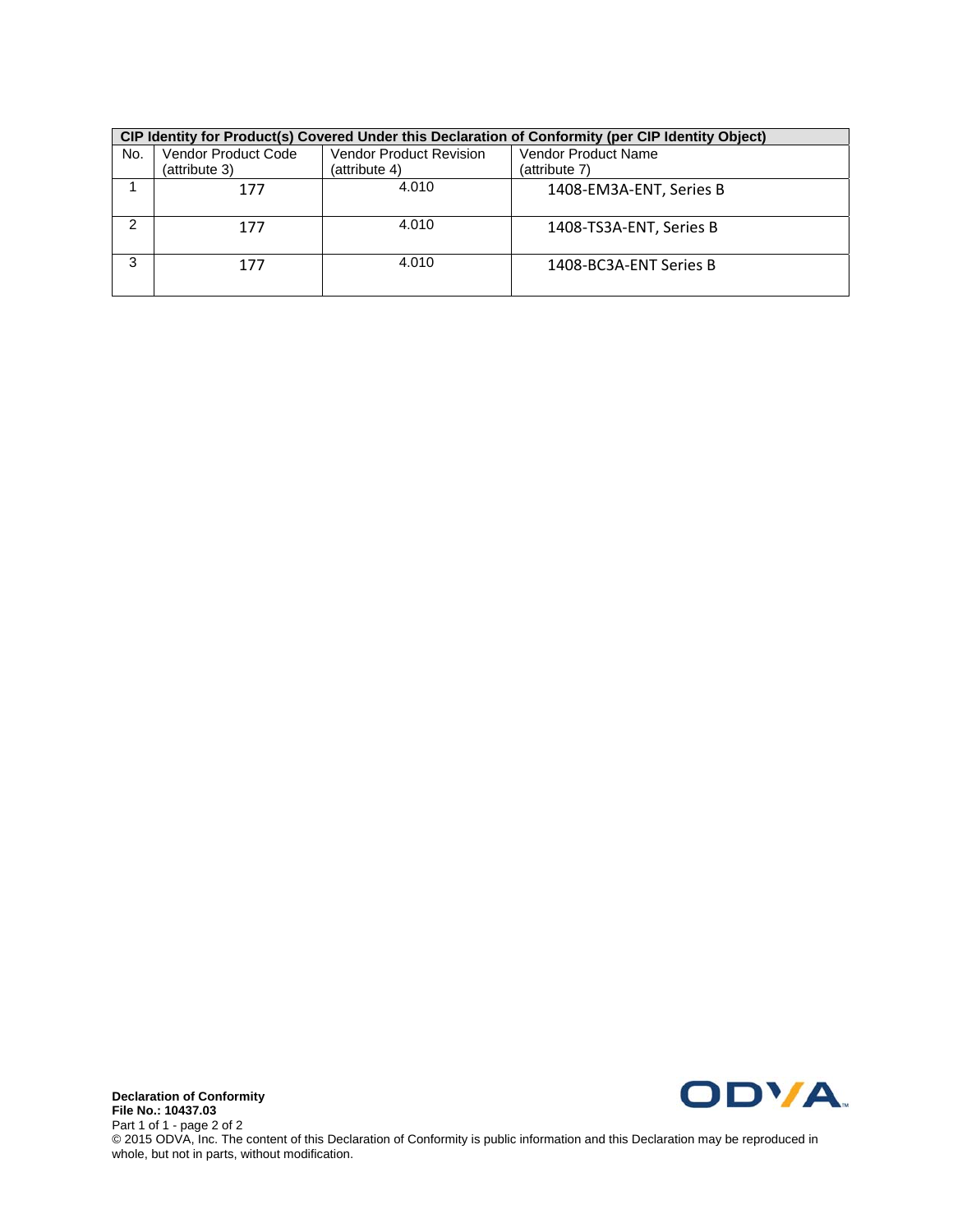| CIP Identity for Product(s) Covered Under this Declaration of Conformity (per CIP Identity Object) | | | |
|---|---|---|---|
| No. | Vendor Product Code (attribute 3) | Vendor Product Revision (attribute 4) | Vendor Product Name (attribute 7) |
| 1 | 177 | 4.010 | 1408-EM3A-ENT, Series B |
| 2 | 177 | 4.010 | 1408-TS3A-ENT, Series B |
| 3 | 177 | 4.010 | 1408-BC3A-ENT Series B |

**Declaration of Conformity**
**File No.: 10437.03**
Part 1 of 1 - page 2 of 2
© 2015 ODVA, Inc. The content of this Declaration of Conformity is public information and this Declaration may be reproduced in whole, but not in parts, without modification.